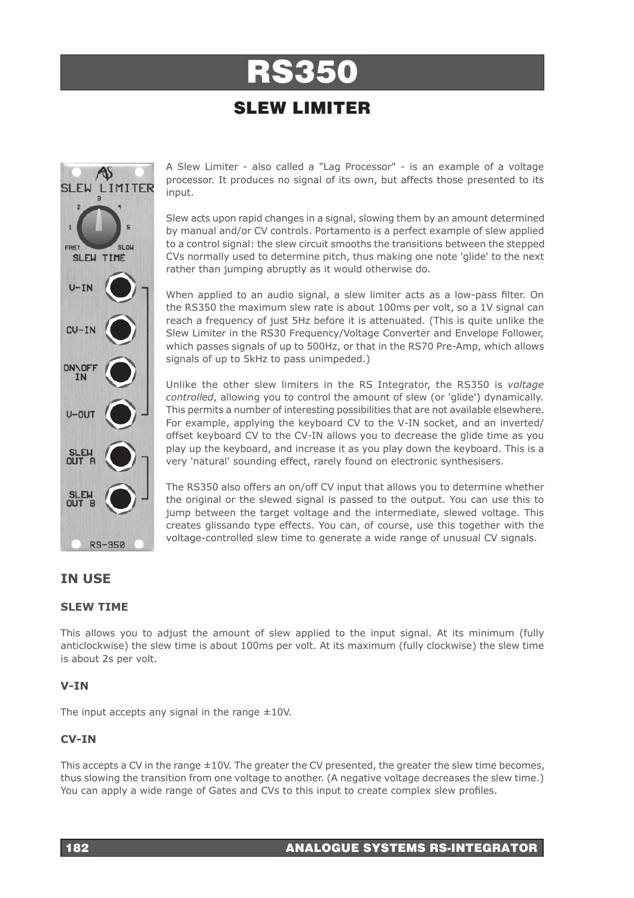# RS350

## SLEW LIMITER

A Slew Limiter - also called a "Lag Processor" - is an example of a voltage processor. It produces no signal of its own, but affects those presented to its input.

Slew acts upon rapid changes in a signal, slowing them by an amount determined by manual and/or CV controls. Portamento is a perfect example of slew applied to a control signal: the slew circuit smooths the transitions between the stepped CVs normally used to determine pitch, thus making one note 'glide' to the next rather than jumping abruptly as it would otherwise do.

When applied to an audio signal, a slew limiter acts as a low-pass filter. On the RS350 the maximum slew rate is about 100ms per volt, so a 1V signal can reach a frequency of just 5Hz before it is attenuated. (This is quite unlike the Slew Limiter in the RS30 Frequency/Voltage Converter and Envelope Follower, which passes signals of up to 500Hz, or that in the RS70 Pre-Amp, which allows signals of up to 5kHz to pass unimpeded.)

Unlike the other slew limiters in the RS Integrator, the RS350 is *voltage controlled*, allowing you to control the amount of slew (or 'glide') dynamically. This permits a number of interesting possibilities that are not available elsewhere. For example, applying the keyboard CV to the V-IN socket, and an inverted/offset keyboard CV to the CV-IN allows you to decrease the glide time as you play up the keyboard, and increase it as you play down the keyboard. This is a very 'natural' sounding effect, rarely found on electronic synthesisers.

The RS350 also offers an on/off CV input that allows you to determine whether the original or the slewed signal is passed to the output. You can use this to jump between the target voltage and the intermediate, slewed voltage. This creates glissando type effects. You can, of course, use this together with the voltage-controlled slew time to generate a wide range of unusual CV signals.

## IN USE

### SLEW TIME

This allows you to adjust the amount of slew applied to the input signal. At its minimum (fully anticlockwise) the slew time is about 100ms per volt. At its maximum (fully clockwise) the slew time is about 2s per volt.

### V-IN

The input accepts any signal in the range ±10V.

### CV-IN

This accepts a CV in the range ±10V. The greater the CV presented, the greater the slew time becomes, thus slowing the transition from one voltage to another. (A negative voltage decreases the slew time.) You can apply a wide range of Gates and CVs to this input to create complex slew profiles.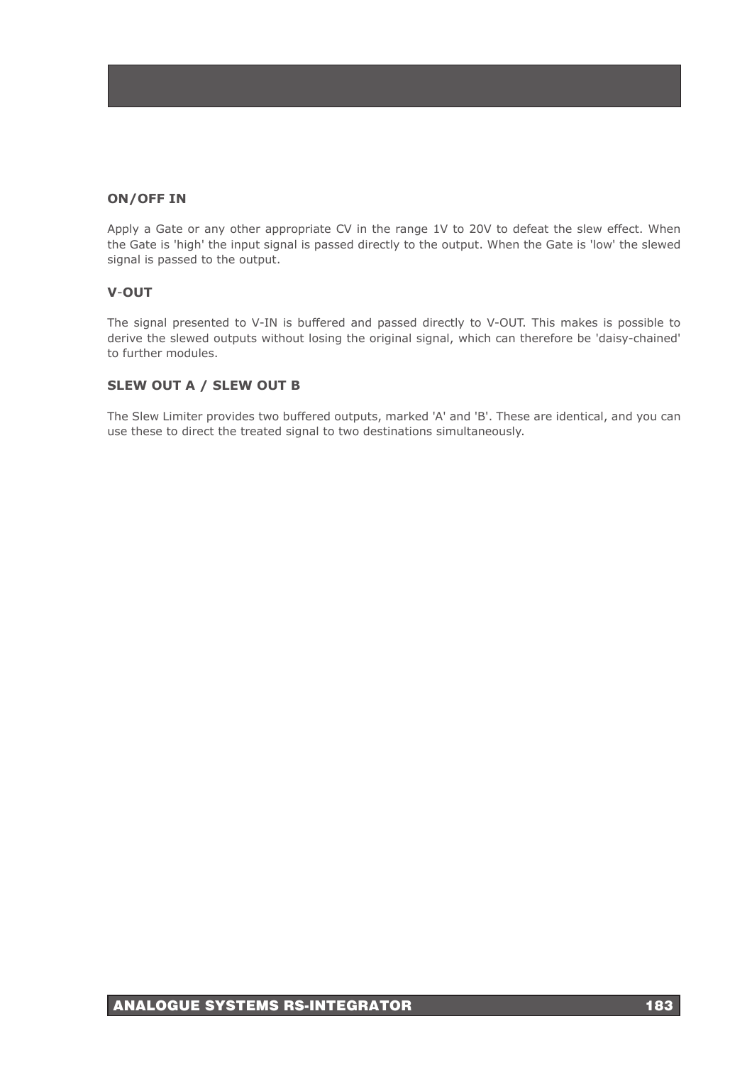### ON/OFF IN

Apply a Gate or any other appropriate CV in the range 1V to 20V to defeat the slew effect. When the Gate is 'high' the input signal is passed directly to the output. When the Gate is 'low' the slewed signal is passed to the output.

### V-OUT

The signal presented to V-IN is buffered and passed directly to V-OUT. This makes is possible to derive the slewed outputs without losing the original signal, which can therefore be 'daisy-chained' to further modules.

### SLEW OUT A / SLEW OUT B

The Slew Limiter provides two buffered outputs, marked 'A' and 'B'. These are identical, and you can use these to direct the treated signal to two destinations simultaneously.